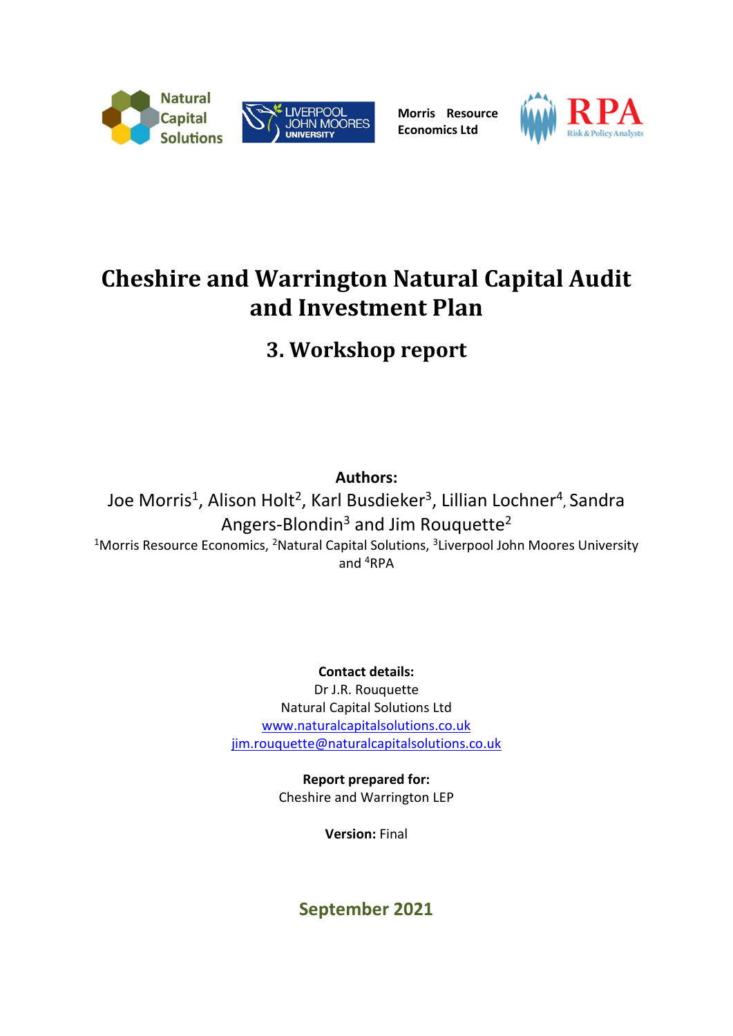Natural Capital Solutions

LIVERPOOL JOHN MOORES UNIVERSITY

Morris Resource Economics Ltd

RPA Risk & Policy Analysts

# Cheshire and Warrington Natural Capital Audit and Investment Plan

## 3. Workshop report

**Authors:**

Joe Morris[1], Alison Holt[2], Karl Busdieker[3], Lillian Lochner[4], Sandra Angers-Blondin[3] and Jim Rouquette[2]

[1]Morris Resource Economics, [2]Natural Capital Solutions, [3]Liverpool John Moores University and [4]RPA

**Contact details:**

Dr J.R. Rouquette
Natural Capital Solutions Ltd
www.naturalcapitalsolutions.co.uk
jim.rouquette@naturalcapitalsolutions.co.uk

**Report prepared for:**
Cheshire and Warrington LEP

**Version:** Final

**September 2021**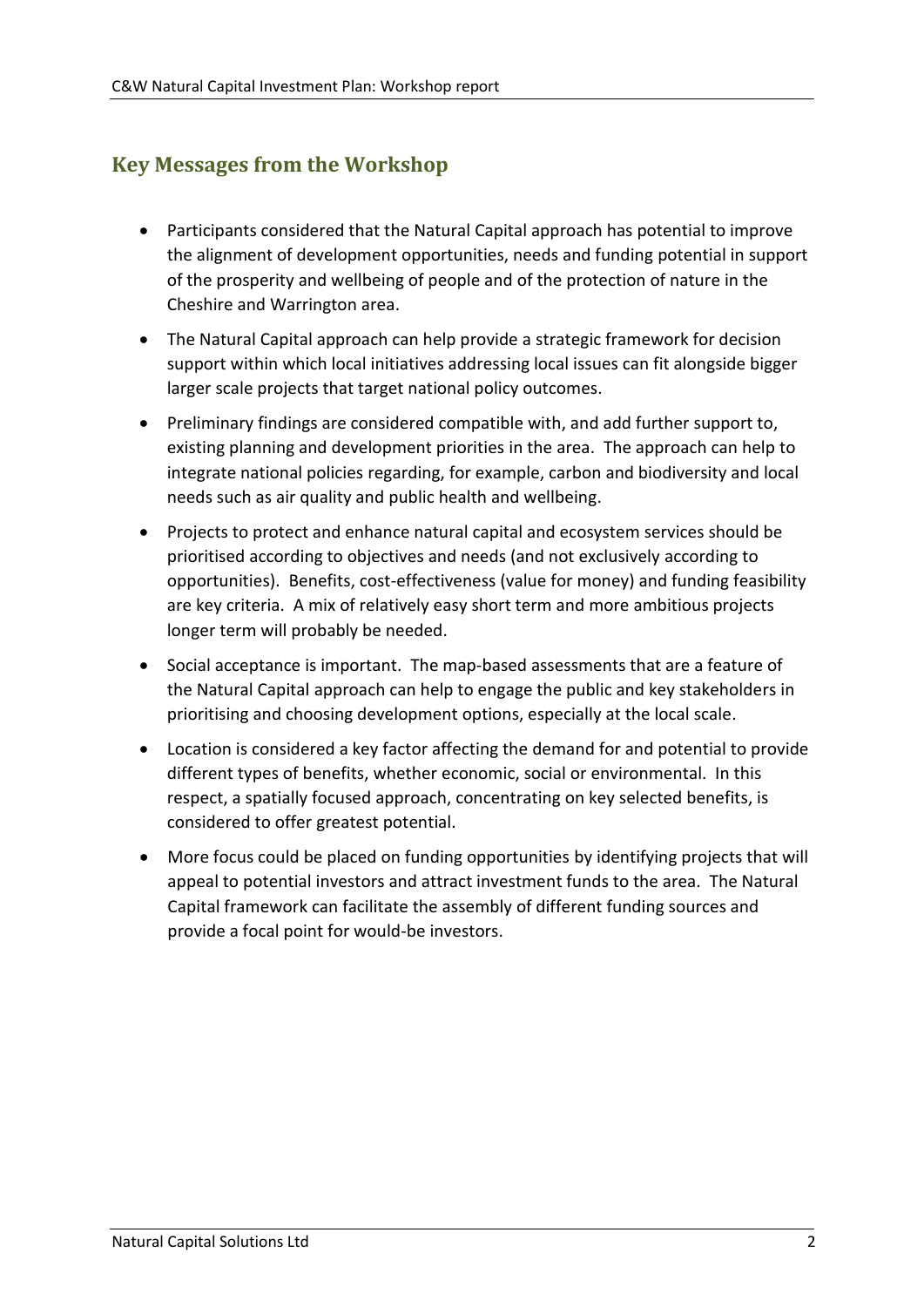## Key Messages from the Workshop

- Participants considered that the Natural Capital approach has potential to improve the alignment of development opportunities, needs and funding potential in support of the prosperity and wellbeing of people and of the protection of nature in the Cheshire and Warrington area.
- The Natural Capital approach can help provide a strategic framework for decision support within which local initiatives addressing local issues can fit alongside bigger larger scale projects that target national policy outcomes.
- Preliminary findings are considered compatible with, and add further support to, existing planning and development priorities in the area. The approach can help to integrate national policies regarding, for example, carbon and biodiversity and local needs such as air quality and public health and wellbeing.
- Projects to protect and enhance natural capital and ecosystem services should be prioritised according to objectives and needs (and not exclusively according to opportunities). Benefits, cost-effectiveness (value for money) and funding feasibility are key criteria. A mix of relatively easy short term and more ambitious projects longer term will probably be needed.
- Social acceptance is important. The map-based assessments that are a feature of the Natural Capital approach can help to engage the public and key stakeholders in prioritising and choosing development options, especially at the local scale.
- Location is considered a key factor affecting the demand for and potential to provide different types of benefits, whether economic, social or environmental. In this respect, a spatially focused approach, concentrating on key selected benefits, is considered to offer greatest potential.
- More focus could be placed on funding opportunities by identifying projects that will appeal to potential investors and attract investment funds to the area. The Natural Capital framework can facilitate the assembly of different funding sources and provide a focal point for would-be investors.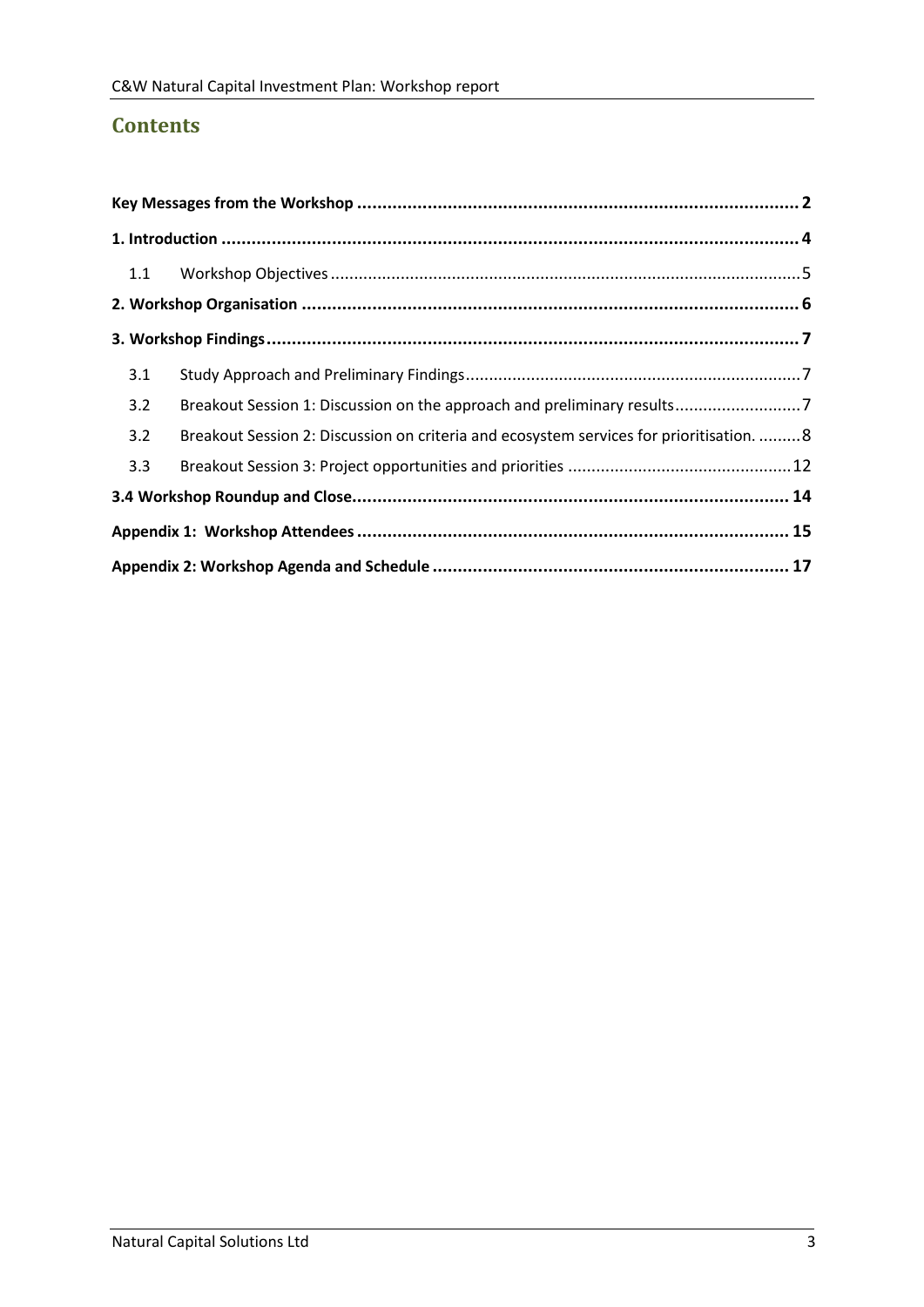## Contents

| | |
|---|---|
| **Key Messages from the Workshop** | **2** |
| **1. Introduction** | **4** |
| 1.1 Workshop Objectives | 5 |
| **2. Workshop Organisation** | **6** |
| **3. Workshop Findings** | **7** |
| 3.1 Study Approach and Preliminary Findings | 7 |
| 3.2 Breakout Session 1: Discussion on the approach and preliminary results | 7 |
| 3.2 Breakout Session 2: Discussion on criteria and ecosystem services for prioritisation. | 8 |
| 3.3 Breakout Session 3: Project opportunities and priorities | 12 |
| **3.4 Workshop Roundup and Close** | **14** |
| **Appendix 1: Workshop Attendees** | **15** |
| **Appendix 2: Workshop Agenda and Schedule** | **17** |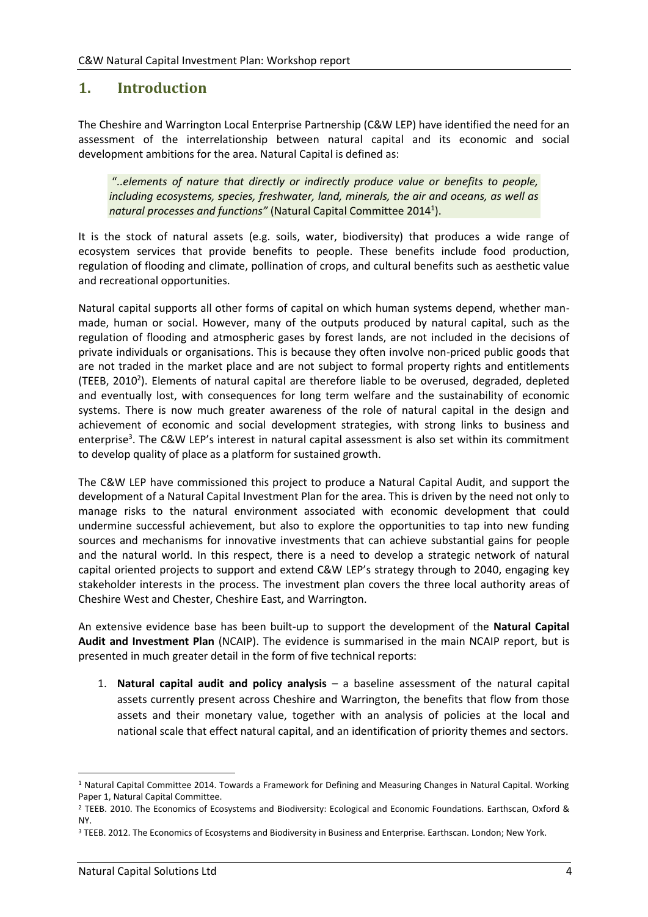# 1. Introduction

The Cheshire and Warrington Local Enterprise Partnership (C&W LEP) have identified the need for an assessment of the interrelationship between natural capital and its economic and social development ambitions for the area. Natural Capital is defined as:

> "..*elements of nature that directly or indirectly produce value or benefits to people, including ecosystems, species, freshwater, land, minerals, the air and oceans, as well as natural processes and functions"* (Natural Capital Committee 2014[1]).

It is the stock of natural assets (e.g. soils, water, biodiversity) that produces a wide range of ecosystem services that provide benefits to people. These benefits include food production, regulation of flooding and climate, pollination of crops, and cultural benefits such as aesthetic value and recreational opportunities.

Natural capital supports all other forms of capital on which human systems depend, whether man-made, human or social. However, many of the outputs produced by natural capital, such as the regulation of flooding and atmospheric gases by forest lands, are not included in the decisions of private individuals or organisations. This is because they often involve non-priced public goods that are not traded in the market place and are not subject to formal property rights and entitlements (TEEB, 2010[2]). Elements of natural capital are therefore liable to be overused, degraded, depleted and eventually lost, with consequences for long term welfare and the sustainability of economic systems. There is now much greater awareness of the role of natural capital in the design and achievement of economic and social development strategies, with strong links to business and enterprise[3]. The C&W LEP's interest in natural capital assessment is also set within its commitment to develop quality of place as a platform for sustained growth.

The C&W LEP have commissioned this project to produce a Natural Capital Audit, and support the development of a Natural Capital Investment Plan for the area. This is driven by the need not only to manage risks to the natural environment associated with economic development that could undermine successful achievement, but also to explore the opportunities to tap into new funding sources and mechanisms for innovative investments that can achieve substantial gains for people and the natural world. In this respect, there is a need to develop a strategic network of natural capital oriented projects to support and extend C&W LEP's strategy through to 2040, engaging key stakeholder interests in the process. The investment plan covers the three local authority areas of Cheshire West and Chester, Cheshire East, and Warrington.

An extensive evidence base has been built-up to support the development of the **Natural Capital Audit and Investment Plan** (NCAIP). The evidence is summarised in the main NCAIP report, but is presented in much greater detail in the form of five technical reports:

1. **Natural capital audit and policy analysis** – a baseline assessment of the natural capital assets currently present across Cheshire and Warrington, the benefits that flow from those assets and their monetary value, together with an analysis of policies at the local and national scale that effect natural capital, and an identification of priority themes and sectors.

---

[1] Natural Capital Committee 2014. Towards a Framework for Defining and Measuring Changes in Natural Capital. Working Paper 1, Natural Capital Committee.

[2] TEEB. 2010. The Economics of Ecosystems and Biodiversity: Ecological and Economic Foundations. Earthscan, Oxford & NY.

[3] TEEB. 2012. The Economics of Ecosystems and Biodiversity in Business and Enterprise. Earthscan. London; New York.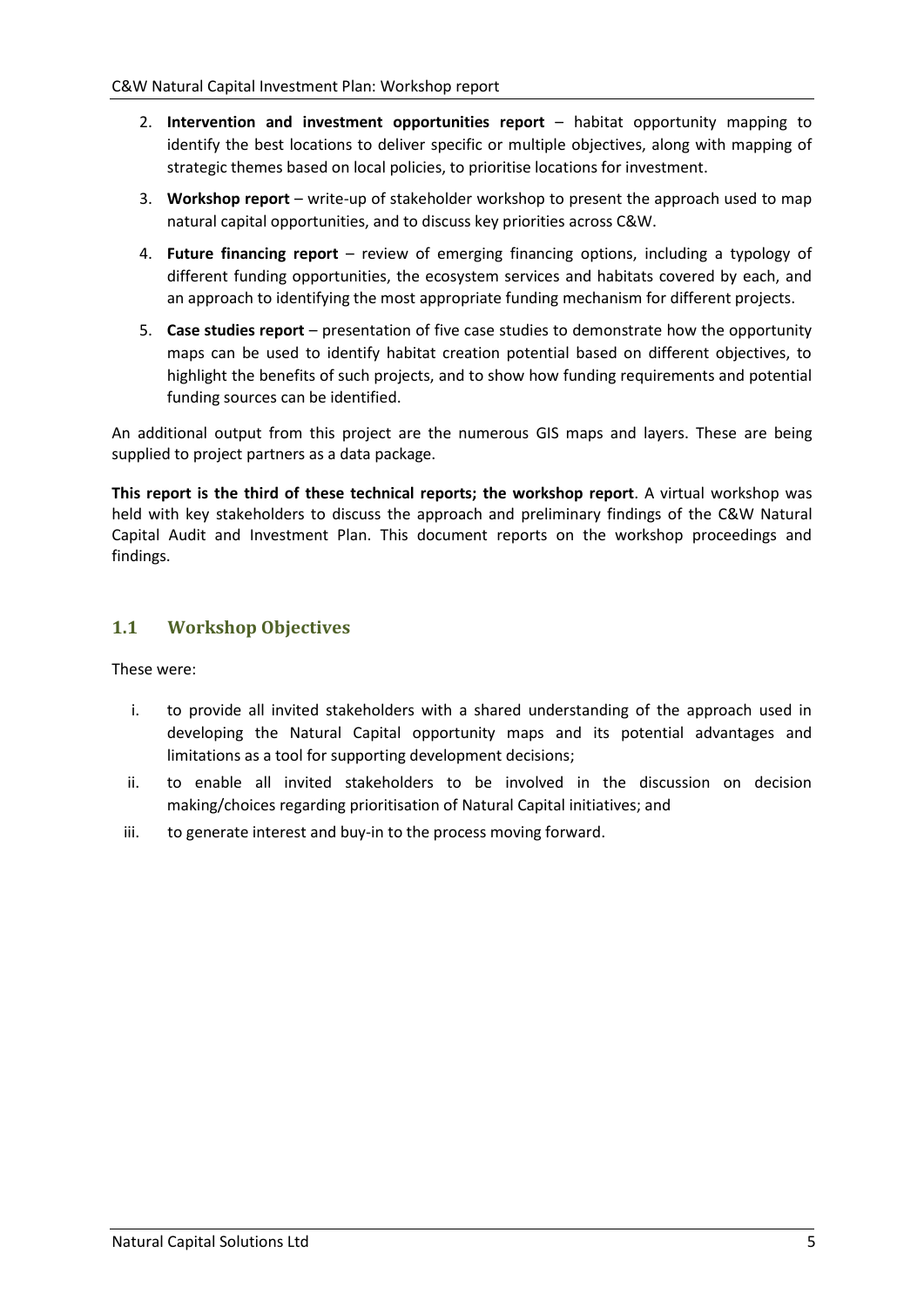2. **Intervention and investment opportunities report** – habitat opportunity mapping to identify the best locations to deliver specific or multiple objectives, along with mapping of strategic themes based on local policies, to prioritise locations for investment.
3. **Workshop report** – write-up of stakeholder workshop to present the approach used to map natural capital opportunities, and to discuss key priorities across C&W.
4. **Future financing report** – review of emerging financing options, including a typology of different funding opportunities, the ecosystem services and habitats covered by each, and an approach to identifying the most appropriate funding mechanism for different projects.
5. **Case studies report** – presentation of five case studies to demonstrate how the opportunity maps can be used to identify habitat creation potential based on different objectives, to highlight the benefits of such projects, and to show how funding requirements and potential funding sources can be identified.

An additional output from this project are the numerous GIS maps and layers. These are being supplied to project partners as a data package.

**This report is the third of these technical reports; the workshop report**. A virtual workshop was held with key stakeholders to discuss the approach and preliminary findings of the C&W Natural Capital Audit and Investment Plan. This document reports on the workshop proceedings and findings.

## 1.1 Workshop Objectives

These were:

i. to provide all invited stakeholders with a shared understanding of the approach used in developing the Natural Capital opportunity maps and its potential advantages and limitations as a tool for supporting development decisions;
ii. to enable all invited stakeholders to be involved in the discussion on decision making/choices regarding prioritisation of Natural Capital initiatives; and
iii. to generate interest and buy-in to the process moving forward.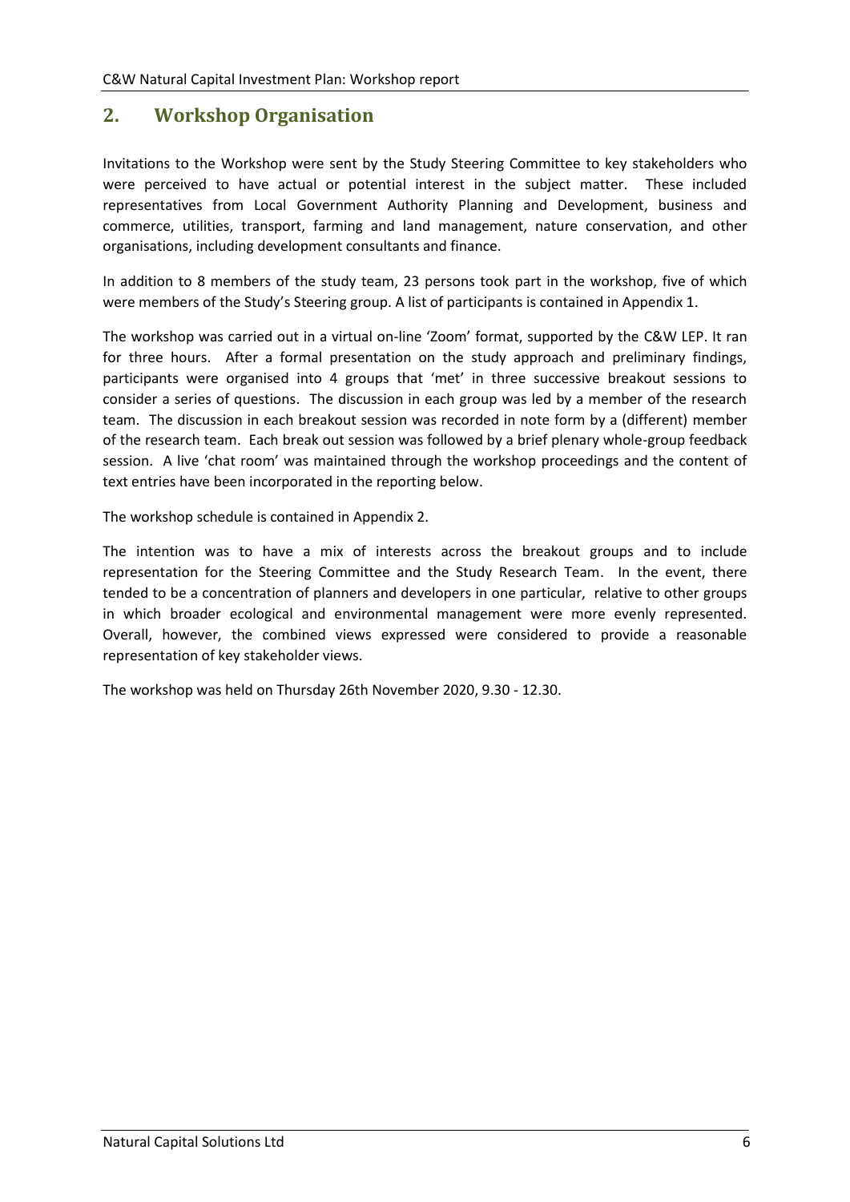## 2. Workshop Organisation

Invitations to the Workshop were sent by the Study Steering Committee to key stakeholders who were perceived to have actual or potential interest in the subject matter. These included representatives from Local Government Authority Planning and Development, business and commerce, utilities, transport, farming and land management, nature conservation, and other organisations, including development consultants and finance.

In addition to 8 members of the study team, 23 persons took part in the workshop, five of which were members of the Study's Steering group. A list of participants is contained in Appendix 1.

The workshop was carried out in a virtual on-line 'Zoom' format, supported by the C&W LEP. It ran for three hours. After a formal presentation on the study approach and preliminary findings, participants were organised into 4 groups that 'met' in three successive breakout sessions to consider a series of questions. The discussion in each group was led by a member of the research team. The discussion in each breakout session was recorded in note form by a (different) member of the research team. Each break out session was followed by a brief plenary whole-group feedback session. A live 'chat room' was maintained through the workshop proceedings and the content of text entries have been incorporated in the reporting below.

The workshop schedule is contained in Appendix 2.

The intention was to have a mix of interests across the breakout groups and to include representation for the Steering Committee and the Study Research Team. In the event, there tended to be a concentration of planners and developers in one particular, relative to other groups in which broader ecological and environmental management were more evenly represented. Overall, however, the combined views expressed were considered to provide a reasonable representation of key stakeholder views.

The workshop was held on Thursday 26th November 2020, 9.30 - 12.30.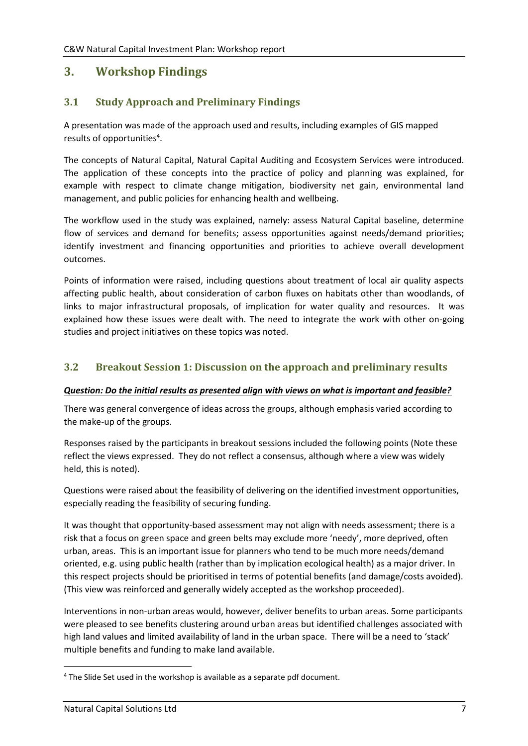## 3. Workshop Findings

### 3.1 Study Approach and Preliminary Findings

A presentation was made of the approach used and results, including examples of GIS mapped results of opportunities[4].

The concepts of Natural Capital, Natural Capital Auditing and Ecosystem Services were introduced. The application of these concepts into the practice of policy and planning was explained, for example with respect to climate change mitigation, biodiversity net gain, environmental land management, and public policies for enhancing health and wellbeing.

The workflow used in the study was explained, namely: assess Natural Capital baseline, determine flow of services and demand for benefits; assess opportunities against needs/demand priorities; identify investment and financing opportunities and priorities to achieve overall development outcomes.

Points of information were raised, including questions about treatment of local air quality aspects affecting public health, about consideration of carbon fluxes on habitats other than woodlands, of links to major infrastructural proposals, of implication for water quality and resources. It was explained how these issues were dealt with. The need to integrate the work with other on-going studies and project initiatives on these topics was noted.

### 3.2 Breakout Session 1: Discussion on the approach and preliminary results

***Question: Do the initial results as presented align with views on what is important and feasible?***

There was general convergence of ideas across the groups, although emphasis varied according to the make-up of the groups.

Responses raised by the participants in breakout sessions included the following points (Note these reflect the views expressed. They do not reflect a consensus, although where a view was widely held, this is noted).

Questions were raised about the feasibility of delivering on the identified investment opportunities, especially reading the feasibility of securing funding.

It was thought that opportunity-based assessment may not align with needs assessment; there is a risk that a focus on green space and green belts may exclude more 'needy', more deprived, often urban, areas. This is an important issue for planners who tend to be much more needs/demand oriented, e.g. using public health (rather than by implication ecological health) as a major driver. In this respect projects should be prioritised in terms of potential benefits (and damage/costs avoided). (This view was reinforced and generally widely accepted as the workshop proceeded).

Interventions in non-urban areas would, however, deliver benefits to urban areas. Some participants were pleased to see benefits clustering around urban areas but identified challenges associated with high land values and limited availability of land in the urban space. There will be a need to 'stack' multiple benefits and funding to make land available.

[4] The Slide Set used in the workshop is available as a separate pdf document.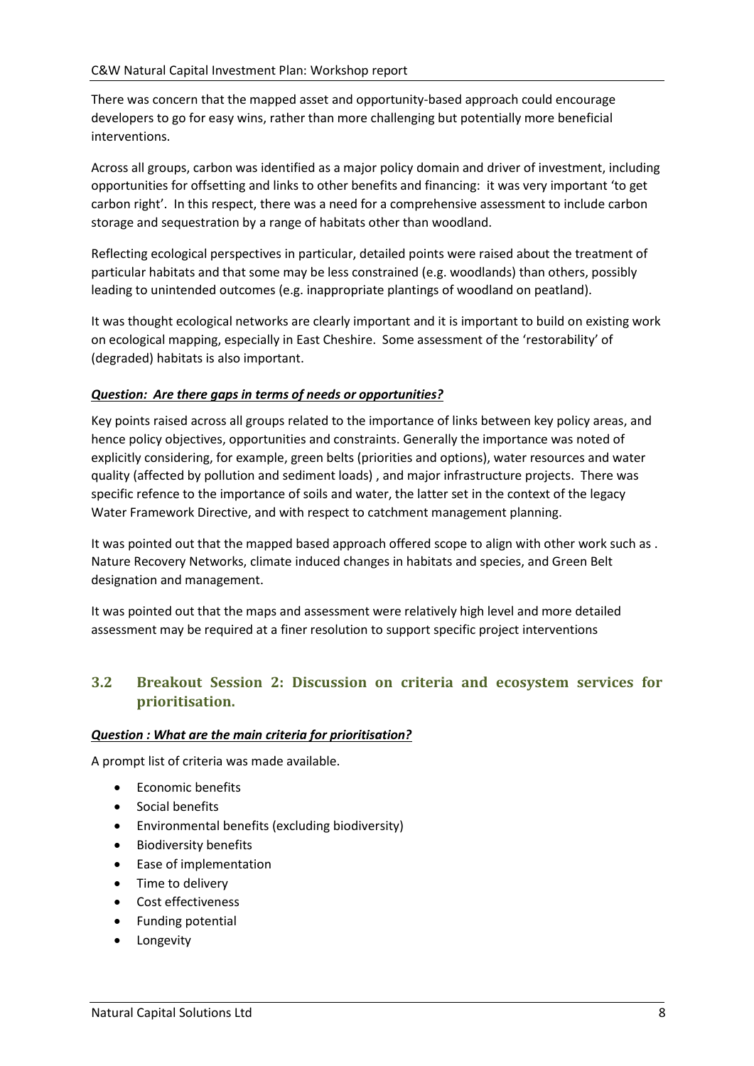There was concern that the mapped asset and opportunity-based approach could encourage developers to go for easy wins, rather than more challenging but potentially more beneficial interventions.

Across all groups, carbon was identified as a major policy domain and driver of investment, including opportunities for offsetting and links to other benefits and financing: it was very important 'to get carbon right'. In this respect, there was a need for a comprehensive assessment to include carbon storage and sequestration by a range of habitats other than woodland.

Reflecting ecological perspectives in particular, detailed points were raised about the treatment of particular habitats and that some may be less constrained (e.g. woodlands) than others, possibly leading to unintended outcomes (e.g. inappropriate plantings of woodland on peatland).

It was thought ecological networks are clearly important and it is important to build on existing work on ecological mapping, especially in East Cheshire. Some assessment of the 'restorability' of (degraded) habitats is also important.

***Question: Are there gaps in terms of needs or opportunities?***

Key points raised across all groups related to the importance of links between key policy areas, and hence policy objectives, opportunities and constraints. Generally the importance was noted of explicitly considering, for example, green belts (priorities and options), water resources and water quality (affected by pollution and sediment loads) , and major infrastructure projects. There was specific refence to the importance of soils and water, the latter set in the context of the legacy Water Framework Directive, and with respect to catchment management planning.

It was pointed out that the mapped based approach offered scope to align with other work such as . Nature Recovery Networks, climate induced changes in habitats and species, and Green Belt designation and management.

It was pointed out that the maps and assessment were relatively high level and more detailed assessment may be required at a finer resolution to support specific project interventions

## 3.2 Breakout Session 2: Discussion on criteria and ecosystem services for prioritisation.

***Question : What are the main criteria for prioritisation?***

A prompt list of criteria was made available.

- Economic benefits
- Social benefits
- Environmental benefits (excluding biodiversity)
- Biodiversity benefits
- Ease of implementation
- Time to delivery
- Cost effectiveness
- Funding potential
- Longevity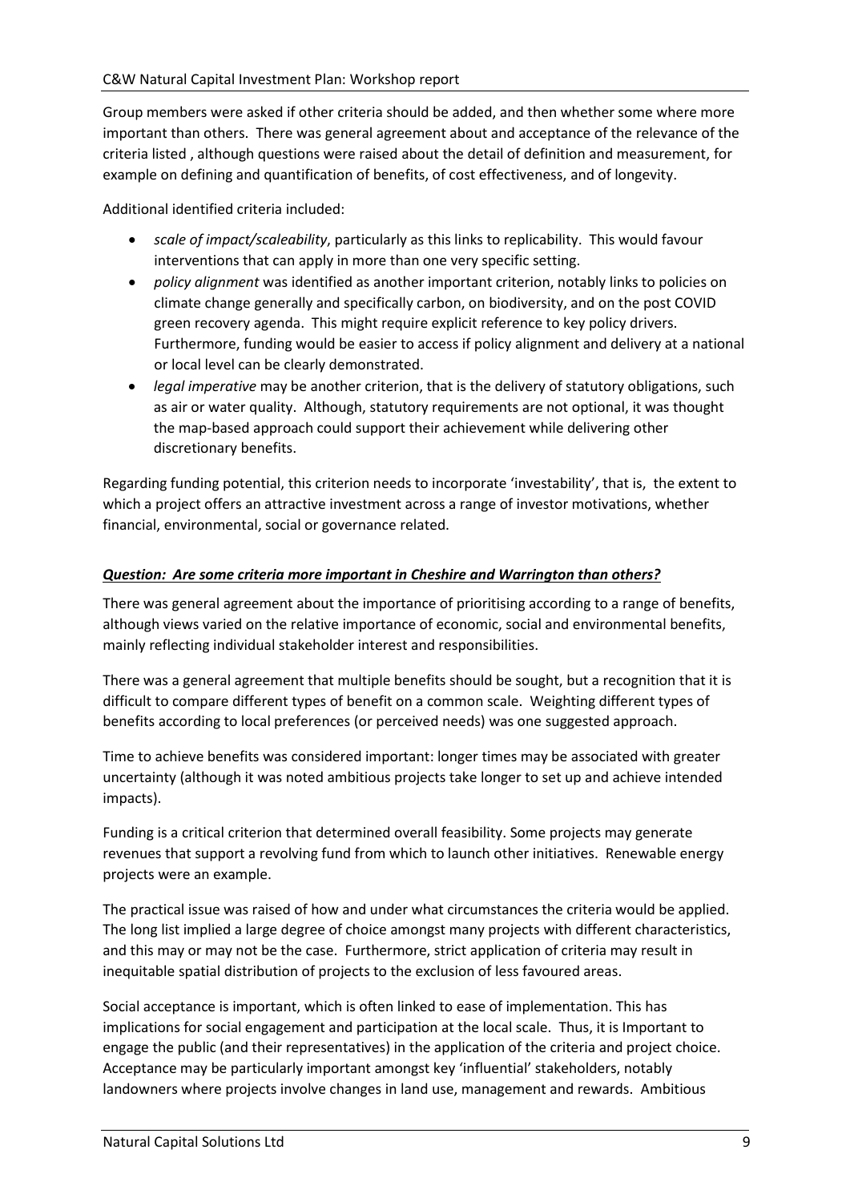Group members were asked if other criteria should be added, and then whether some where more important than others. There was general agreement about and acceptance of the relevance of the criteria listed , although questions were raised about the detail of definition and measurement, for example on defining and quantification of benefits, of cost effectiveness, and of longevity.

Additional identified criteria included:

- *scale of impact/scaleability*, particularly as this links to replicability. This would favour interventions that can apply in more than one very specific setting.
- *policy alignment* was identified as another important criterion, notably links to policies on climate change generally and specifically carbon, on biodiversity, and on the post COVID green recovery agenda. This might require explicit reference to key policy drivers. Furthermore, funding would be easier to access if policy alignment and delivery at a national or local level can be clearly demonstrated.
- *legal imperative* may be another criterion, that is the delivery of statutory obligations, such as air or water quality. Although, statutory requirements are not optional, it was thought the map-based approach could support their achievement while delivering other discretionary benefits.

Regarding funding potential, this criterion needs to incorporate 'investability', that is, the extent to which a project offers an attractive investment across a range of investor motivations, whether financial, environmental, social or governance related.

***Question: Are some criteria more important in Cheshire and Warrington than others?***

There was general agreement about the importance of prioritising according to a range of benefits, although views varied on the relative importance of economic, social and environmental benefits, mainly reflecting individual stakeholder interest and responsibilities.

There was a general agreement that multiple benefits should be sought, but a recognition that it is difficult to compare different types of benefit on a common scale. Weighting different types of benefits according to local preferences (or perceived needs) was one suggested approach.

Time to achieve benefits was considered important: longer times may be associated with greater uncertainty (although it was noted ambitious projects take longer to set up and achieve intended impacts).

Funding is a critical criterion that determined overall feasibility. Some projects may generate revenues that support a revolving fund from which to launch other initiatives. Renewable energy projects were an example.

The practical issue was raised of how and under what circumstances the criteria would be applied. The long list implied a large degree of choice amongst many projects with different characteristics, and this may or may not be the case. Furthermore, strict application of criteria may result in inequitable spatial distribution of projects to the exclusion of less favoured areas.

Social acceptance is important, which is often linked to ease of implementation. This has implications for social engagement and participation at the local scale. Thus, it is Important to engage the public (and their representatives) in the application of the criteria and project choice. Acceptance may be particularly important amongst key 'influential' stakeholders, notably landowners where projects involve changes in land use, management and rewards. Ambitious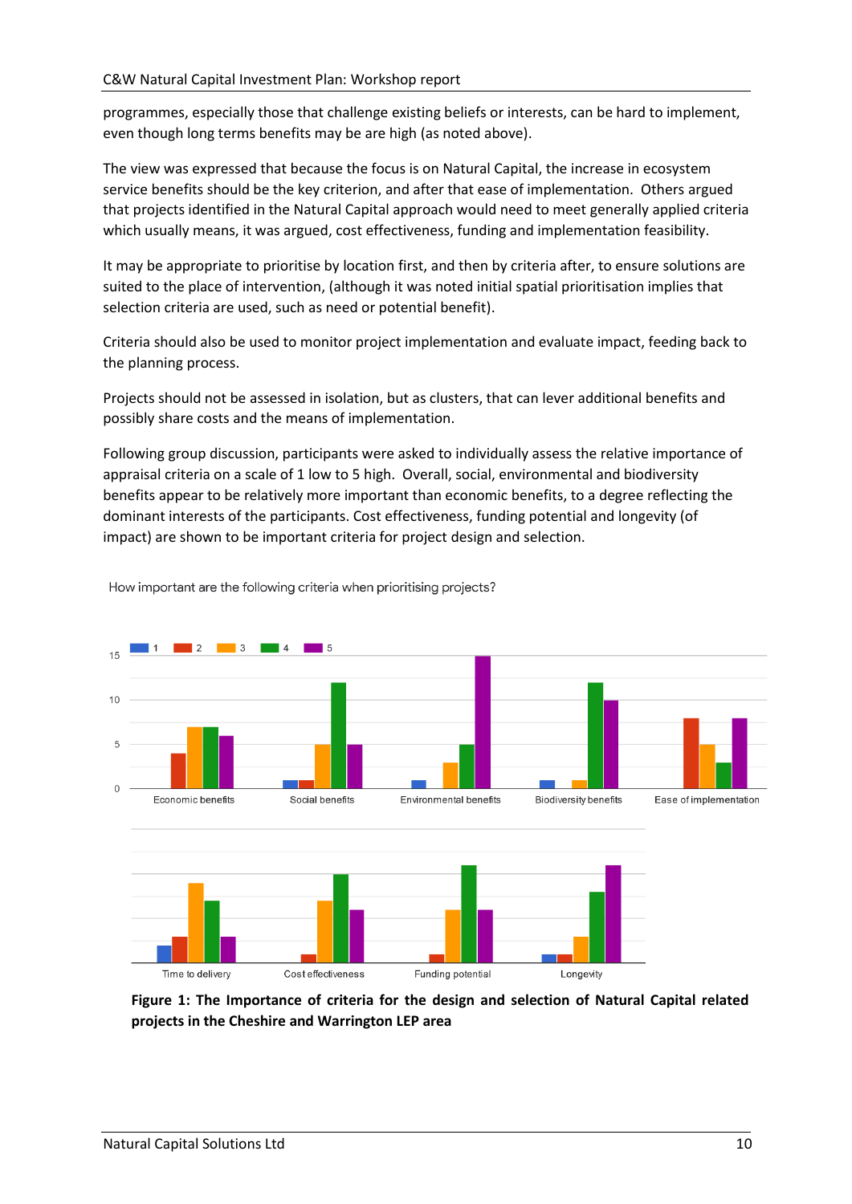programmes, especially those that challenge existing beliefs or interests, can be hard to implement, even though long terms benefits may be are high (as noted above).

The view was expressed that because the focus is on Natural Capital, the increase in ecosystem service benefits should be the key criterion, and after that ease of implementation. Others argued that projects identified in the Natural Capital approach would need to meet generally applied criteria which usually means, it was argued, cost effectiveness, funding and implementation feasibility.

It may be appropriate to prioritise by location first, and then by criteria after, to ensure solutions are suited to the place of intervention, (although it was noted initial spatial prioritisation implies that selection criteria are used, such as need or potential benefit).

Criteria should also be used to monitor project implementation and evaluate impact, feeding back to the planning process.

Projects should not be assessed in isolation, but as clusters, that can lever additional benefits and possibly share costs and the means of implementation.

Following group discussion, participants were asked to individually assess the relative importance of appraisal criteria on a scale of 1 low to 5 high. Overall, social, environmental and biodiversity benefits appear to be relatively more important than economic benefits, to a degree reflecting the dominant interests of the participants. Cost effectiveness, funding potential and longevity (of impact) are shown to be important criteria for project design and selection.

How important are the following criteria when prioritising projects?

| Criterion | 1 | 2 | 3 | 4 | 5 |
|---|---|---|---|---|---|
| Economic benefits | 0 | 4 | 7 | 7 | 6 |
| Social benefits | 1 | 1 | 5 | 12 | 5 |
| Environmental benefits | 1 | 0 | 3 | 5 | 15 |
| Biodiversity benefits | 1 | 0 | 1 | 12 | 10 |
| Ease of implementation | 0 | 8 | 5 | 3 | 8 |
| Time to delivery | 2 | 3 | 9 | 7 | 3 |
| Cost effectiveness | 0 | 1 | 7 | 10 | 6 |
| Funding potential | 0 | 1 | 6 | 11 | 6 |
| Longevity | 1 | 1 | 3 | 8 | 11 |

**Figure 1: The Importance of criteria for the design and selection of Natural Capital related projects in the Cheshire and Warrington LEP area**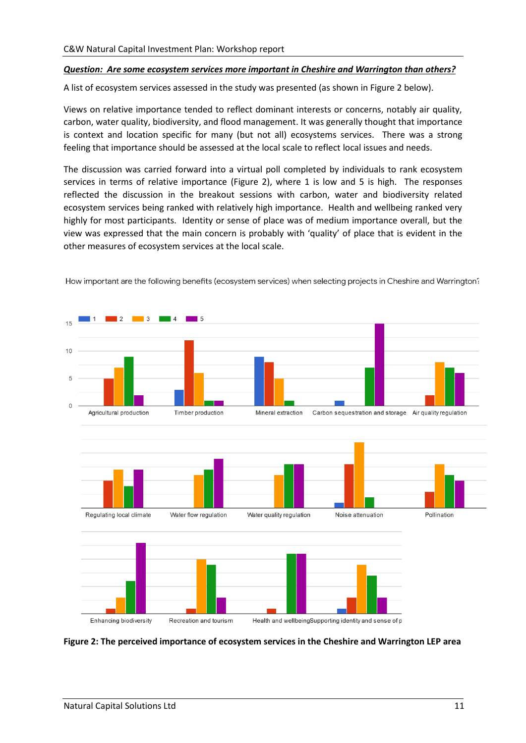***Question: Are some ecosystem services more important in Cheshire and Warrington than others?***

A list of ecosystem services assessed in the study was presented (as shown in Figure 2 below).

Views on relative importance tended to reflect dominant interests or concerns, notably air quality, carbon, water quality, biodiversity, and flood management. It was generally thought that importance is context and location specific for many (but not all) ecosystems services. There was a strong feeling that importance should be assessed at the local scale to reflect local issues and needs.

The discussion was carried forward into a virtual poll completed by individuals to rank ecosystem services in terms of relative importance (Figure 2), where 1 is low and 5 is high. The responses reflected the discussion in the breakout sessions with carbon, water and biodiversity related ecosystem services being ranked with relatively high importance. Health and wellbeing ranked very highly for most participants. Identity or sense of place was of medium importance overall, but the view was expressed that the main concern is probably with 'quality' of place that is evident in the other measures of ecosystem services at the local scale.

How important are the following benefits (ecosystem services) when selecting projects in Cheshire and Warrington?

**Figure 2: The perceived importance of ecosystem services in the Cheshire and Warrington LEP area**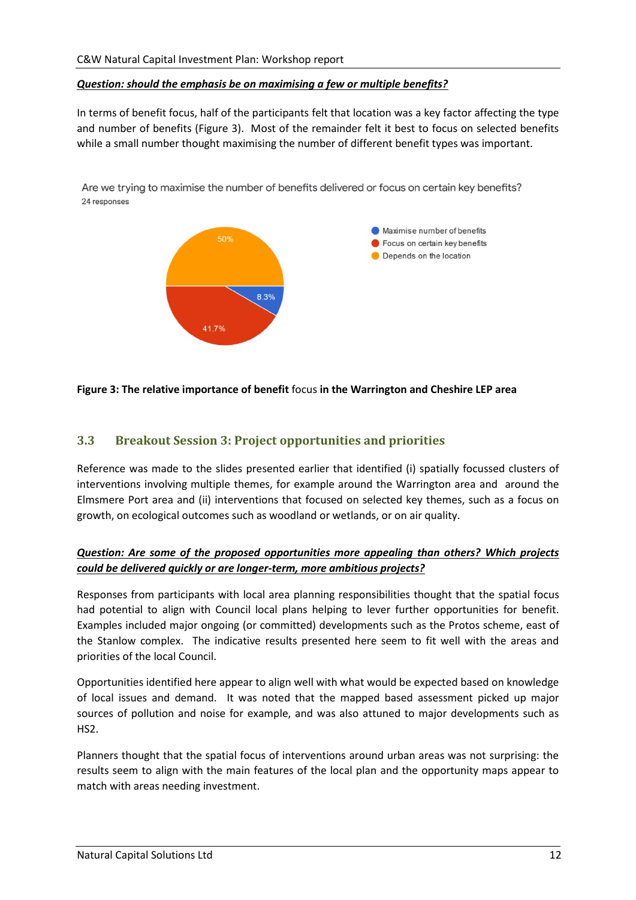***Question: should the emphasis be on maximising a few or multiple benefits?***

In terms of benefit focus, half of the participants felt that location was a key factor affecting the type and number of benefits (Figure 3). Most of the remainder felt it best to focus on selected benefits while a small number thought maximising the number of different benefit types was important.

Are we trying to maximise the number of benefits delivered or focus on certain key benefits?
24 responses

- Maximise number of benefits: 8.3%
- Focus on certain key benefits: 41.7%
- Depends on the location: 50%

**Figure 3: The relative importance of benefit** focus **in the Warrington and Cheshire LEP area**

## 3.3 Breakout Session 3: Project opportunities and priorities

Reference was made to the slides presented earlier that identified (i) spatially focussed clusters of interventions involving multiple themes, for example around the Warrington area and around the Elmsmere Port area and (ii) interventions that focused on selected key themes, such as a focus on growth, on ecological outcomes such as woodland or wetlands, or on air quality.

***Question: Are some of the proposed opportunities more appealing than others? Which projects could be delivered quickly or are longer-term, more ambitious projects?***

Responses from participants with local area planning responsibilities thought that the spatial focus had potential to align with Council local plans helping to lever further opportunities for benefit. Examples included major ongoing (or committed) developments such as the Protos scheme, east of the Stanlow complex. The indicative results presented here seem to fit well with the areas and priorities of the local Council.

Opportunities identified here appear to align well with what would be expected based on knowledge of local issues and demand. It was noted that the mapped based assessment picked up major sources of pollution and noise for example, and was also attuned to major developments such as HS2.

Planners thought that the spatial focus of interventions around urban areas was not surprising: the results seem to align with the main features of the local plan and the opportunity maps appear to match with areas needing investment.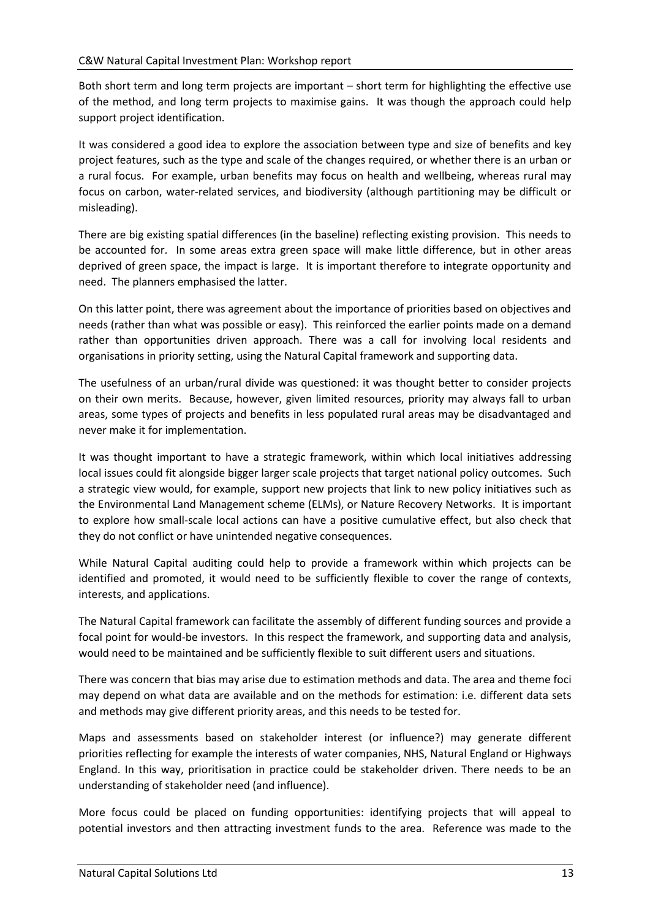Both short term and long term projects are important – short term for highlighting the effective use of the method, and long term projects to maximise gains. It was though the approach could help support project identification.

It was considered a good idea to explore the association between type and size of benefits and key project features, such as the type and scale of the changes required, or whether there is an urban or a rural focus. For example, urban benefits may focus on health and wellbeing, whereas rural may focus on carbon, water-related services, and biodiversity (although partitioning may be difficult or misleading).

There are big existing spatial differences (in the baseline) reflecting existing provision. This needs to be accounted for. In some areas extra green space will make little difference, but in other areas deprived of green space, the impact is large. It is important therefore to integrate opportunity and need. The planners emphasised the latter.

On this latter point, there was agreement about the importance of priorities based on objectives and needs (rather than what was possible or easy). This reinforced the earlier points made on a demand rather than opportunities driven approach. There was a call for involving local residents and organisations in priority setting, using the Natural Capital framework and supporting data.

The usefulness of an urban/rural divide was questioned: it was thought better to consider projects on their own merits. Because, however, given limited resources, priority may always fall to urban areas, some types of projects and benefits in less populated rural areas may be disadvantaged and never make it for implementation.

It was thought important to have a strategic framework, within which local initiatives addressing local issues could fit alongside bigger larger scale projects that target national policy outcomes. Such a strategic view would, for example, support new projects that link to new policy initiatives such as the Environmental Land Management scheme (ELMs), or Nature Recovery Networks. It is important to explore how small-scale local actions can have a positive cumulative effect, but also check that they do not conflict or have unintended negative consequences.

While Natural Capital auditing could help to provide a framework within which projects can be identified and promoted, it would need to be sufficiently flexible to cover the range of contexts, interests, and applications.

The Natural Capital framework can facilitate the assembly of different funding sources and provide a focal point for would-be investors. In this respect the framework, and supporting data and analysis, would need to be maintained and be sufficiently flexible to suit different users and situations.

There was concern that bias may arise due to estimation methods and data. The area and theme foci may depend on what data are available and on the methods for estimation: i.e. different data sets and methods may give different priority areas, and this needs to be tested for.

Maps and assessments based on stakeholder interest (or influence?) may generate different priorities reflecting for example the interests of water companies, NHS, Natural England or Highways England. In this way, prioritisation in practice could be stakeholder driven. There needs to be an understanding of stakeholder need (and influence).

More focus could be placed on funding opportunities: identifying projects that will appeal to potential investors and then attracting investment funds to the area. Reference was made to the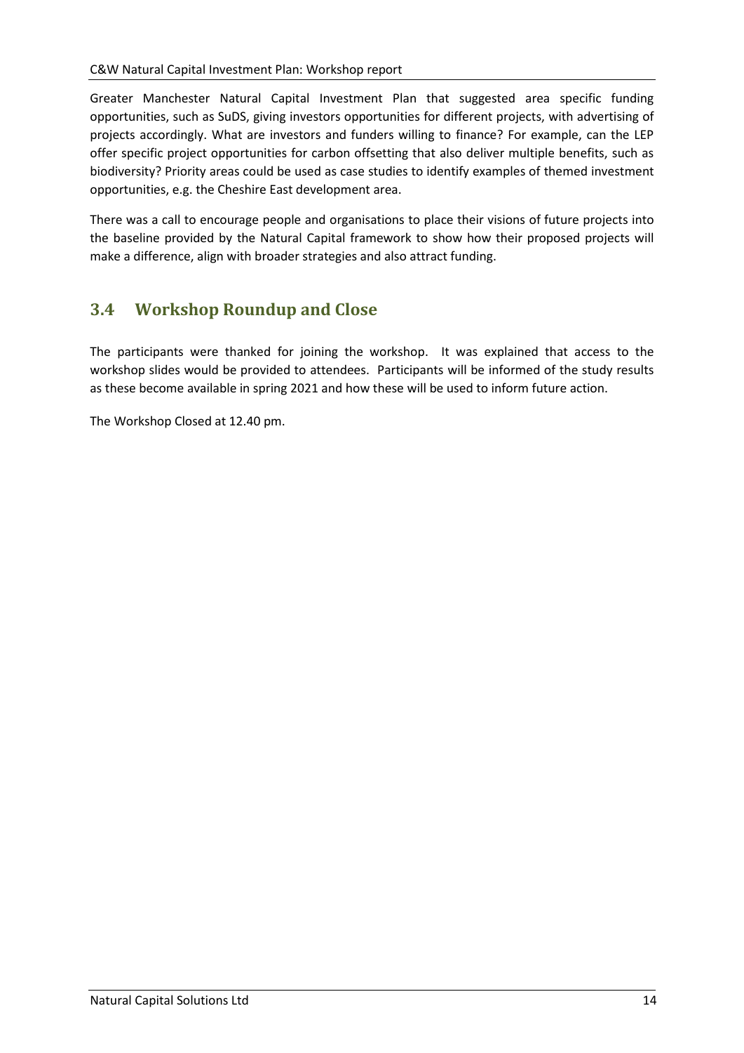Greater Manchester Natural Capital Investment Plan that suggested area specific funding opportunities, such as SuDS, giving investors opportunities for different projects, with advertising of projects accordingly. What are investors and funders willing to finance? For example, can the LEP offer specific project opportunities for carbon offsetting that also deliver multiple benefits, such as biodiversity? Priority areas could be used as case studies to identify examples of themed investment opportunities, e.g. the Cheshire East development area.

There was a call to encourage people and organisations to place their visions of future projects into the baseline provided by the Natural Capital framework to show how their proposed projects will make a difference, align with broader strategies and also attract funding.

## 3.4 Workshop Roundup and Close

The participants were thanked for joining the workshop. It was explained that access to the workshop slides would be provided to attendees. Participants will be informed of the study results as these become available in spring 2021 and how these will be used to inform future action.

The Workshop Closed at 12.40 pm.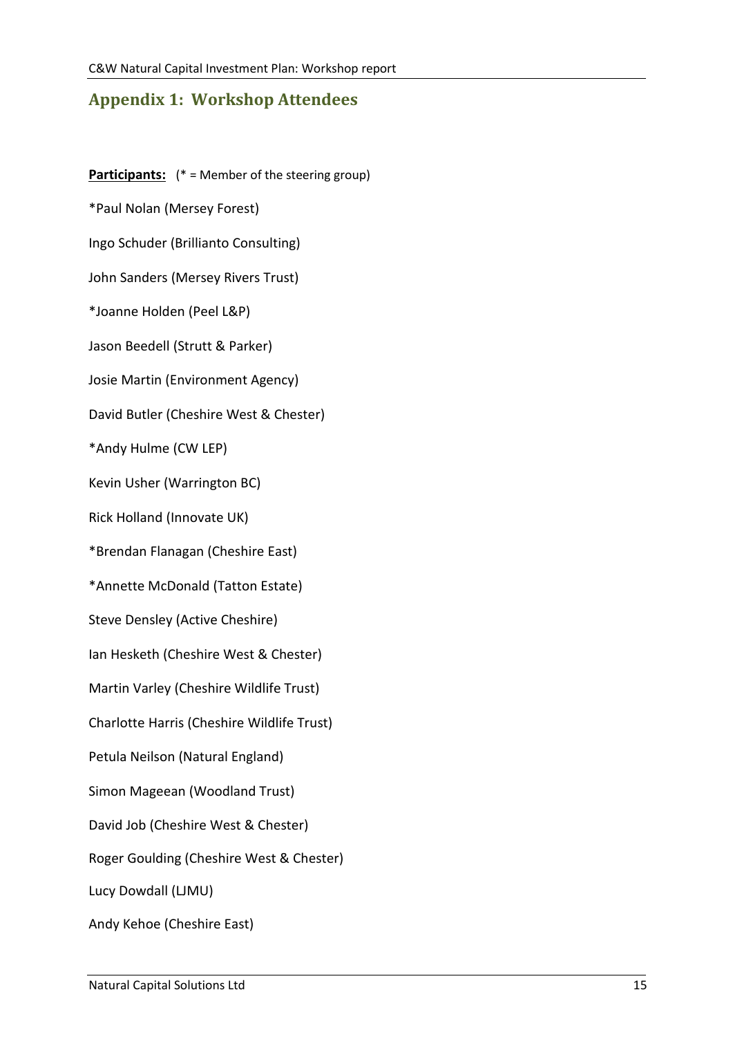## Appendix 1: Workshop Attendees

**Participants:** (* = Member of the steering group)

*Paul Nolan (Mersey Forest)

Ingo Schuder (Brillianto Consulting)

John Sanders (Mersey Rivers Trust)

*Joanne Holden (Peel L&P)

Jason Beedell (Strutt & Parker)

Josie Martin (Environment Agency)

David Butler (Cheshire West & Chester)

*Andy Hulme (CW LEP)

Kevin Usher (Warrington BC)

Rick Holland (Innovate UK)

*Brendan Flanagan (Cheshire East)

*Annette McDonald (Tatton Estate)

Steve Densley (Active Cheshire)

Ian Hesketh (Cheshire West & Chester)

Martin Varley (Cheshire Wildlife Trust)

Charlotte Harris (Cheshire Wildlife Trust)

Petula Neilson (Natural England)

Simon Mageean (Woodland Trust)

David Job (Cheshire West & Chester)

Roger Goulding (Cheshire West & Chester)

Lucy Dowdall (LJMU)

Andy Kehoe (Cheshire East)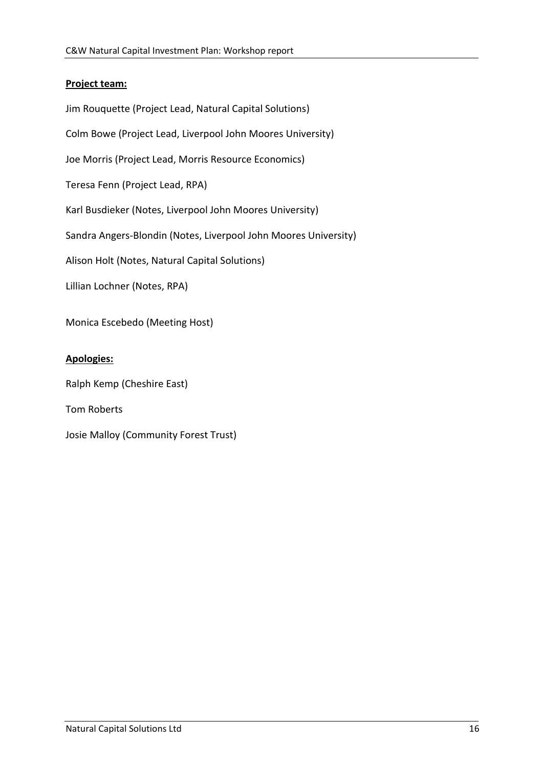**Project team:**

Jim Rouquette (Project Lead, Natural Capital Solutions)

Colm Bowe (Project Lead, Liverpool John Moores University)

Joe Morris (Project Lead, Morris Resource Economics)

Teresa Fenn (Project Lead, RPA)

Karl Busdieker (Notes, Liverpool John Moores University)

Sandra Angers-Blondin (Notes, Liverpool John Moores University)

Alison Holt (Notes, Natural Capital Solutions)

Lillian Lochner (Notes, RPA)

Monica Escebedo (Meeting Host)

**Apologies:**

Ralph Kemp (Cheshire East)

Tom Roberts

Josie Malloy (Community Forest Trust)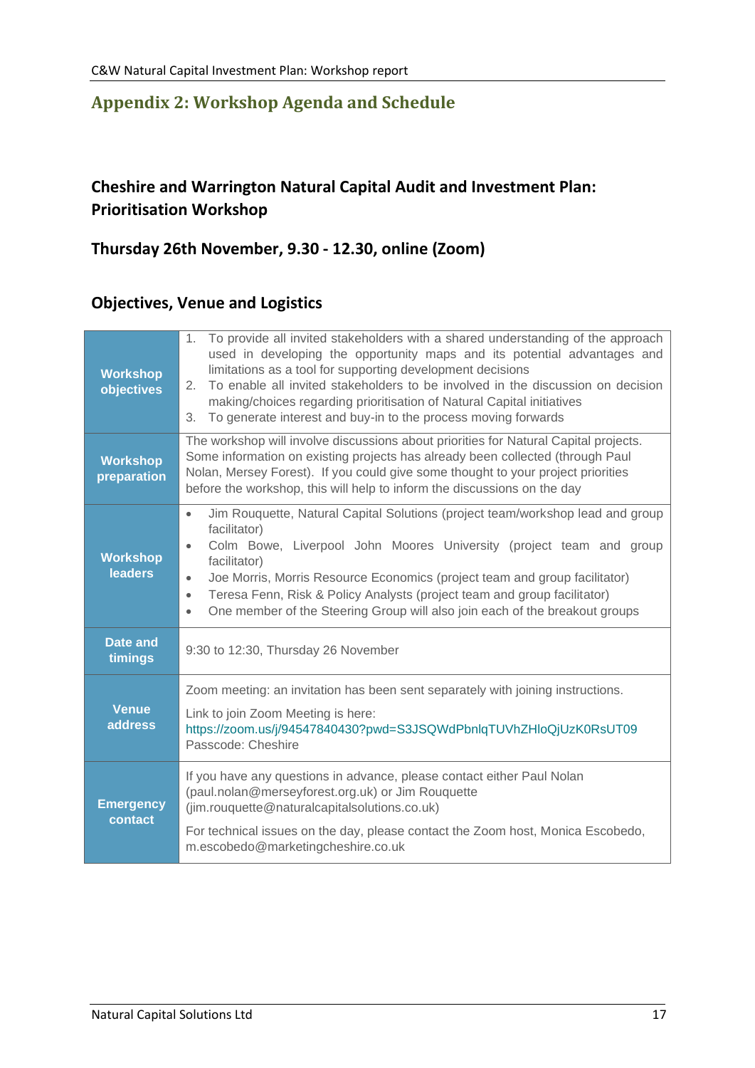## Appendix 2: Workshop Agenda and Schedule

### Cheshire and Warrington Natural Capital Audit and Investment Plan: Prioritisation Workshop

### Thursday 26th November, 9.30 - 12.30, online (Zoom)

### Objectives, Venue and Logistics

| | |
|---|---|
| **Workshop objectives** | 1. To provide all invited stakeholders with a shared understanding of the approach used in developing the opportunity maps and its potential advantages and limitations as a tool for supporting development decisions<br>2. To enable all invited stakeholders to be involved in the discussion on decision making/choices regarding prioritisation of Natural Capital initiatives<br>3. To generate interest and buy-in to the process moving forwards |
| **Workshop preparation** | The workshop will involve discussions about priorities for Natural Capital projects. Some information on existing projects has already been collected (through Paul Nolan, Mersey Forest). If you could give some thought to your project priorities before the workshop, this will help to inform the discussions on the day |
| **Workshop leaders** | • Jim Rouquette, Natural Capital Solutions (project team/workshop lead and group facilitator)<br>• Colm Bowe, Liverpool John Moores University (project team and group facilitator)<br>• Joe Morris, Morris Resource Economics (project team and group facilitator)<br>• Teresa Fenn, Risk & Policy Analysts (project team and group facilitator)<br>• One member of the Steering Group will also join each of the breakout groups |
| **Date and timings** | 9:30 to 12:30, Thursday 26 November |
| **Venue address** | Zoom meeting: an invitation has been sent separately with joining instructions.<br>Link to join Zoom Meeting is here: https://zoom.us/j/94547840430?pwd=S3JSQWdPbnlqTUVhZHloQjUzK0RsUT09<br>Passcode: Cheshire |
| **Emergency contact** | If you have any questions in advance, please contact either Paul Nolan (paul.nolan@merseyforest.org.uk) or Jim Rouquette (jim.rouquette@naturalcapitalsolutions.co.uk)<br>For technical issues on the day, please contact the Zoom host, Monica Escobedo, m.escobedo@marketingcheshire.co.uk |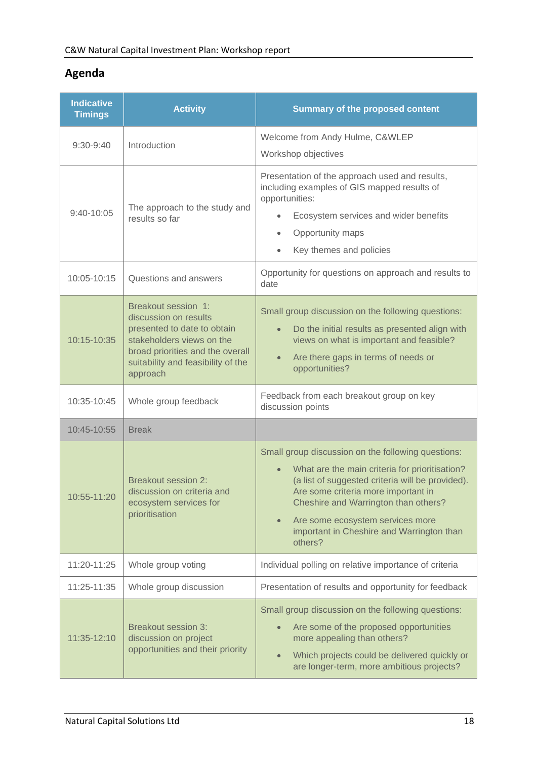## Agenda

| Indicative Timings | Activity | Summary of the proposed content |
|---|---|---|
| 9:30-9:40 | Introduction | Welcome from Andy Hulme, C&WLEP<br><br>Workshop objectives |
| 9:40-10:05 | The approach to the study and results so far | Presentation of the approach used and results, including examples of GIS mapped results of opportunities:<br>• Ecosystem services and wider benefits<br>• Opportunity maps<br>• Key themes and policies |
| 10:05-10:15 | Questions and answers | Opportunity for questions on approach and results to date |
| 10:15-10:35 | Breakout session 1: discussion on results presented to date to obtain stakeholders views on the broad priorities and the overall suitability and feasibility of the approach | Small group discussion on the following questions:<br>• Do the initial results as presented align with views on what is important and feasible?<br>• Are there gaps in terms of needs or opportunities? |
| 10:35-10:45 | Whole group feedback | Feedback from each breakout group on key discussion points |
| 10:45-10:55 | Break | |
| 10:55-11:20 | Breakout session 2: discussion on criteria and ecosystem services for prioritisation | Small group discussion on the following questions:<br>• What are the main criteria for prioritisation? (a list of suggested criteria will be provided). Are some criteria more important in Cheshire and Warrington than others?<br>• Are some ecosystem services more important in Cheshire and Warrington than others? |
| 11:20-11:25 | Whole group voting | Individual polling on relative importance of criteria |
| 11:25-11:35 | Whole group discussion | Presentation of results and opportunity for feedback |
| 11:35-12:10 | Breakout session 3: discussion on project opportunities and their priority | Small group discussion on the following questions:<br>• Are some of the proposed opportunities more appealing than others?<br>• Which projects could be delivered quickly or are longer-term, more ambitious projects? |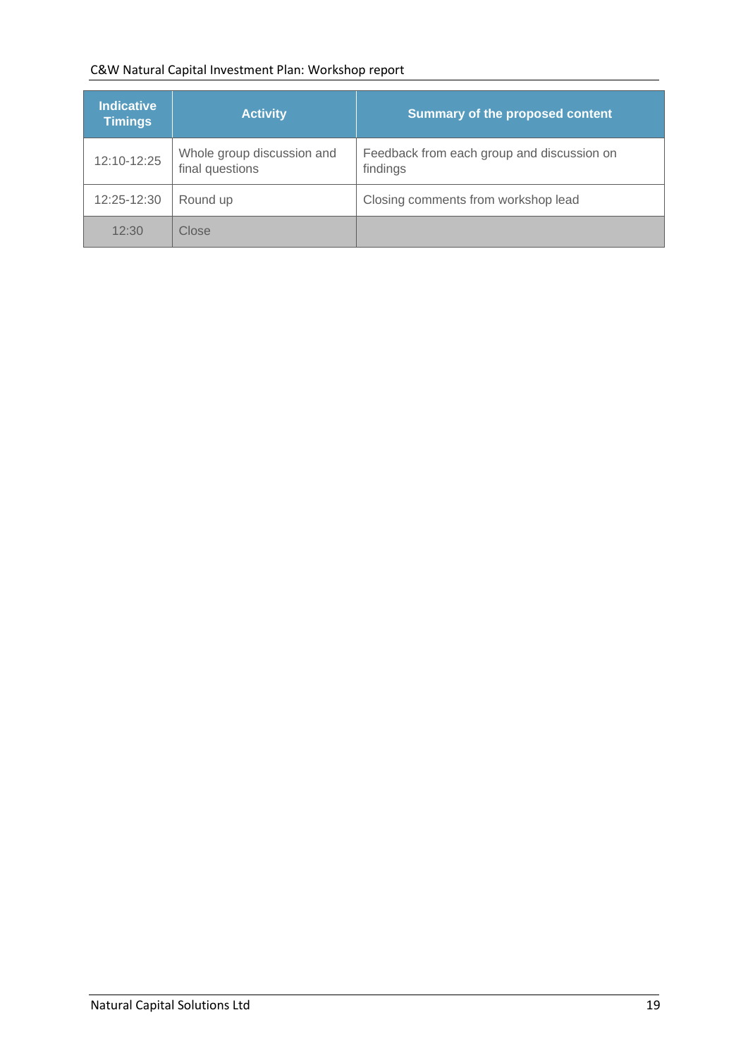| Indicative Timings | Activity | Summary of the proposed content |
| --- | --- | --- |
| 12:10-12:25 | Whole group discussion and final questions | Feedback from each group and discussion on findings |
| 12:25-12:30 | Round up | Closing comments from workshop lead |
| 12:30 | Close | |